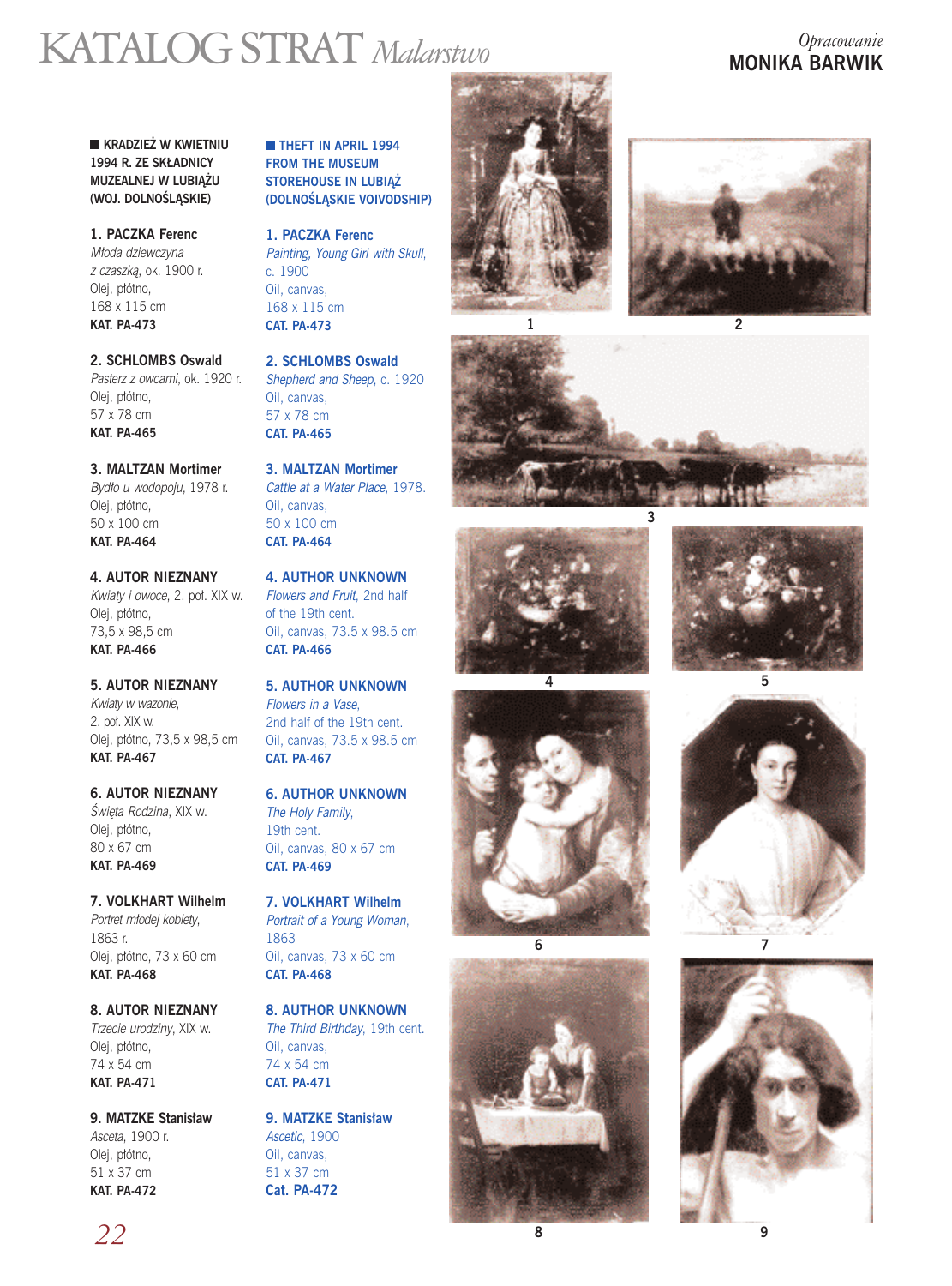# KATALOG STRAT *Malarstwo*

*Opracowanie*
**MONIKA BARWIK**

**KRADZIEŻ W KWIETNIU 1994 R. ZE SKŁADNICY MUZEALNEJ W LUBIĄŻU (WOJ. DOLNOŚLĄSKIE)**

**1. PACZKA Ferenc**
*Młoda dziewczyna z czaszką*, ok. 1900 r.
Olej, płótno,
168 x 115 cm
**KAT. PA-473**

**2. SCHLOMBS Oswald**
*Pasterz z owcami*, ok. 1920 r.
Olej, płótno,
57 x 78 cm
**KAT. PA-465**

**3. MALTZAN Mortimer**
*Bydło u wodopoju*, 1978 r.
Olej, płótno,
50 x 100 cm
**KAT. PA-464**

**4. AUTOR NIEZNANY**
*Kwiaty i owoce*, 2. poł. XIX w.
Olej, płótno,
73,5 x 98,5 cm
**KAT. PA-466**

**5. AUTOR NIEZNANY**
*Kwiaty w wazonie*,
2. poł. XIX w.
Olej, płótno, 73,5 x 98,5 cm
**KAT. PA-467**

**6. AUTOR NIEZNANY**
*Święta Rodzina*, XIX w.
Olej, płótno,
80 x 67 cm
**KAT. PA-469**

**7. VOLKHART Wilhelm**
*Portret młodej kobiety*,
1863 r.
Olej, płótno, 73 x 60 cm
**KAT. PA-468**

**8. AUTOR NIEZNANY**
*Trzecie urodziny*, XIX w.
Olej, płótno,
74 x 54 cm
**KAT. PA-471**

**9. MATZKE Stanisław**
*Asceta*, 1900 r.
Olej, płótno,
51 x 37 cm
**KAT. PA-472**

**THEFT IN APRIL 1994 FROM THE MUSEUM STOREHOUSE IN LUBIĄŻ (DOLNOŚLĄSKIE VOIVODSHIP)**

**1. PACZKA Ferenc**
*Painting, Young Girl with Skull*,
c. 1900
Oil, canvas,
168 x 115 cm
**CAT. PA-473**

**2. SCHLOMBS Oswald**
*Shepherd and Sheep*, c. 1920
Oil, canvas,
57 x 78 cm
**CAT. PA-465**

**3. MALTZAN Mortimer**
*Cattle at a Water Place*, 1978.
Oil, canvas,
50 x 100 cm
**CAT. PA-464**

**4. AUTHOR UNKNOWN**
*Flowers and Fruit*, 2nd half of the 19th cent.
Oil, canvas, 73.5 x 98.5 cm
**CAT. PA-466**

**5. AUTHOR UNKNOWN**
*Flowers in a Vase*,
2nd half of the 19th cent.
Oil, canvas, 73.5 x 98.5 cm
**CAT. PA-467**

**6. AUTHOR UNKNOWN**
*The Holy Family*,
19th cent.
Oil, canvas, 80 x 67 cm
**CAT. PA-469**

**7. VOLKHART Wilhelm**
*Portrait of a Young Woman*,
1863
Oil, canvas, 73 x 60 cm
**CAT. PA-468**

**8. AUTHOR UNKNOWN**
*The Third Birthday*, 19th cent.
Oil, canvas,
74 x 54 cm
**CAT. PA-471**

**9. MATZKE Stanisław**
*Ascetic*, 1900
Oil, canvas,
51 x 37 cm
**Cat. PA-472**

1

2

3

4

5

6

7

8

9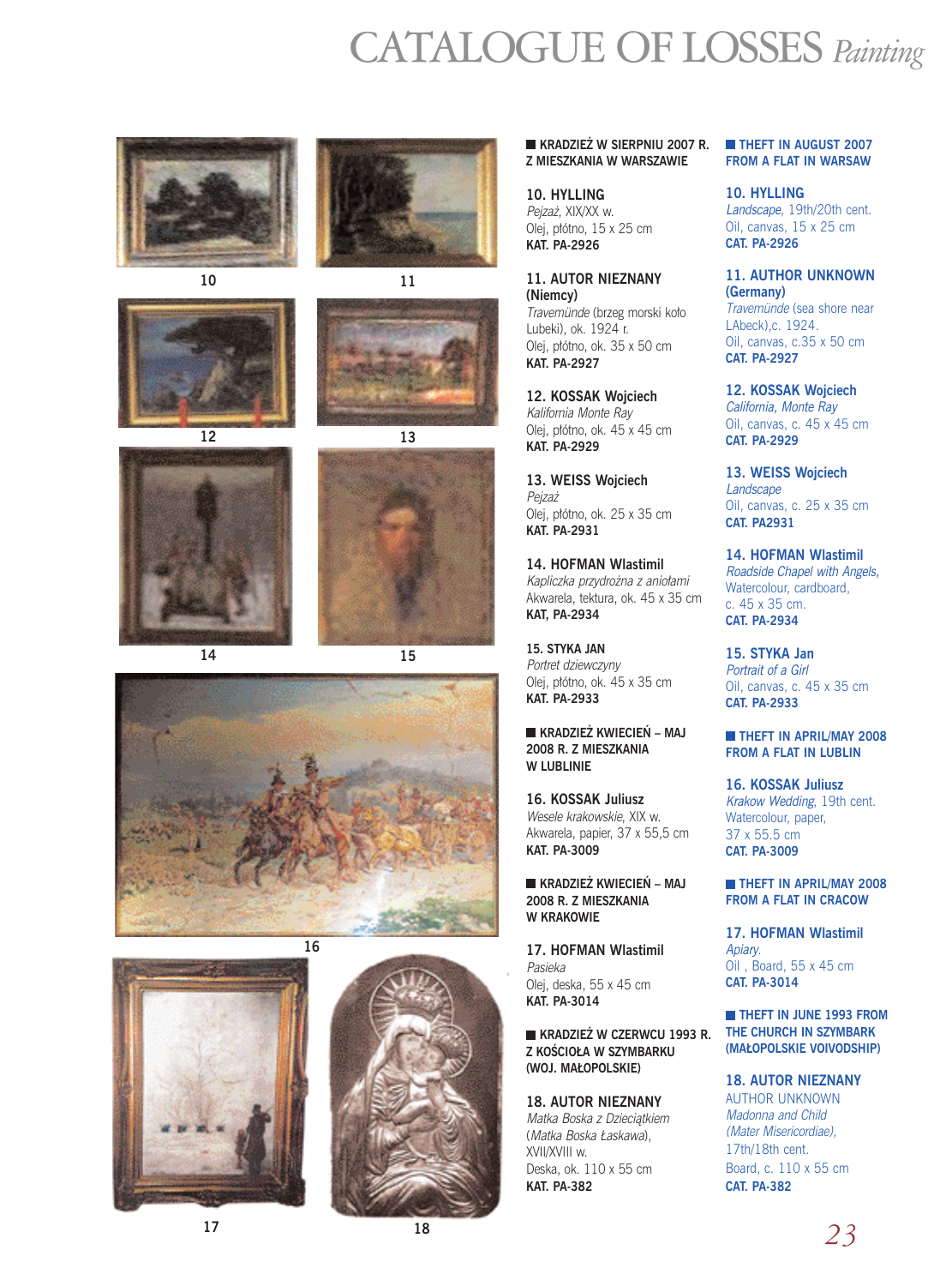# CATALOGUE OF LOSSES *Painting*

10

11

12

13

14

15

16

17

18

■ **KRADZIEŻ W SIERPNIU 2007 R. Z MIESZKANIA W WARSZAWIE**

**10. HYLLING**
*Pejzaż*, XIX/XX w.
Olej, płótno, 15 x 25 cm
**KAT. PA-2926**

**11. AUTOR NIEZNANY (Niemcy)**
*Travemünde* (brzeg morski koło Lubeki), ok. 1924 r.
Olej, płótno, ok. 35 x 50 cm
**KAT. PA-2927**

**12. KOSSAK Wojciech**
*Kalifornia Monte Ray*
Olej, płótno, ok. 45 x 45 cm
**KAT. PA-2929**

**13. WEISS Wojciech**
*Pejzaż*
Olej, płótno, ok. 25 x 35 cm
**KAT. PA-2931**

**14. HOFMAN Wlastimil**
*Kapliczka przydrożna z aniołami*
Akwarela, tektura, ok. 45 x 35 cm
**KAT, PA-2934**

**15. STYKA JAN**
*Portret dziewczyny*
Olej, płótno, ok. 45 x 35 cm
**KAT. PA-2933**

■ **KRADZIEŻ KWIECIEŃ – MAJ 2008 R. Z MIESZKANIA W LUBLINIE**

**16. KOSSAK Juliusz**
*Wesele krakowskie*, XIX w.
Akwarela, papier, 37 x 55,5 cm
**KAT. PA-3009**

■ **KRADZIEŻ KWIECIEŃ – MAJ 2008 R. Z MIESZKANIA W KRAKOWIE**

**17. HOFMAN Wlastimil**
*Pasieka*
Olej, deska, 55 x 45 cm
**KAT. PA-3014**

■ **KRADZIEŻ W CZERWCU 1993 R. Z KOŚCIOŁA W SZYMBARKU (WOJ. MAŁOPOLSKIE)**

**18. AUTOR NIEZNANY**
*Matka Boska z Dzieciątkiem* (*Matka Boska Łaskawa*), XVII/XVIII w.
Deska, ok. 110 x 55 cm
**KAT. PA-382**

■ **THEFT IN AUGUST 2007 FROM A FLAT IN WARSAW**

**10. HYLLING**
*Landscape*, 19th/20th cent.
Oil, canvas, 15 x 25 cm
**CAT. PA-2926**

**11. AUTHOR UNKNOWN (Germany)**
*Travemünde* (sea shore near LAbeck),c. 1924.
Oil, canvas, c.35 x 50 cm
**CAT. PA-2927**

**12. KOSSAK Wojciech**
*California, Monte Ray*
Oil, canvas, c. 45 x 45 cm
**CAT. PA-2929**

**13. WEISS Wojciech**
*Landscape*
Oil, canvas, c. 25 x 35 cm
**CAT. PA2931**

**14. HOFMAN Wlastimil**
*Roadside Chapel with Angels,*
Watercolour, cardboard, c. 45 x 35 cm.
**CAT. PA-2934**

**15. STYKA Jan**
*Portrait of a Girl*
Oil, canvas, c. 45 x 35 cm
**CAT. PA-2933**

■ **THEFT IN APRIL/MAY 2008 FROM A FLAT IN LUBLIN**

**16. KOSSAK Juliusz**
*Krakow Wedding*, 19th cent.
Watercolour, paper, 37 x 55.5 cm
**CAT. PA-3009**

■ **THEFT IN APRIL/MAY 2008 FROM A FLAT IN CRACOW**

**17. HOFMAN Wlastimil**
*Apiary.*
Oil , Board, 55 x 45 cm
**CAT. PA-3014**

■ **THEFT IN JUNE 1993 FROM THE CHURCH IN SZYMBARK (MAŁOPOLSKIE VOIVODSHIP)**

**18. AUTOR NIEZNANY**
AUTHOR UNKNOWN
*Madonna and Child (Mater Misericordiae),*
17th/18th cent.
Board, c. 110 x 55 cm
**CAT. PA-382**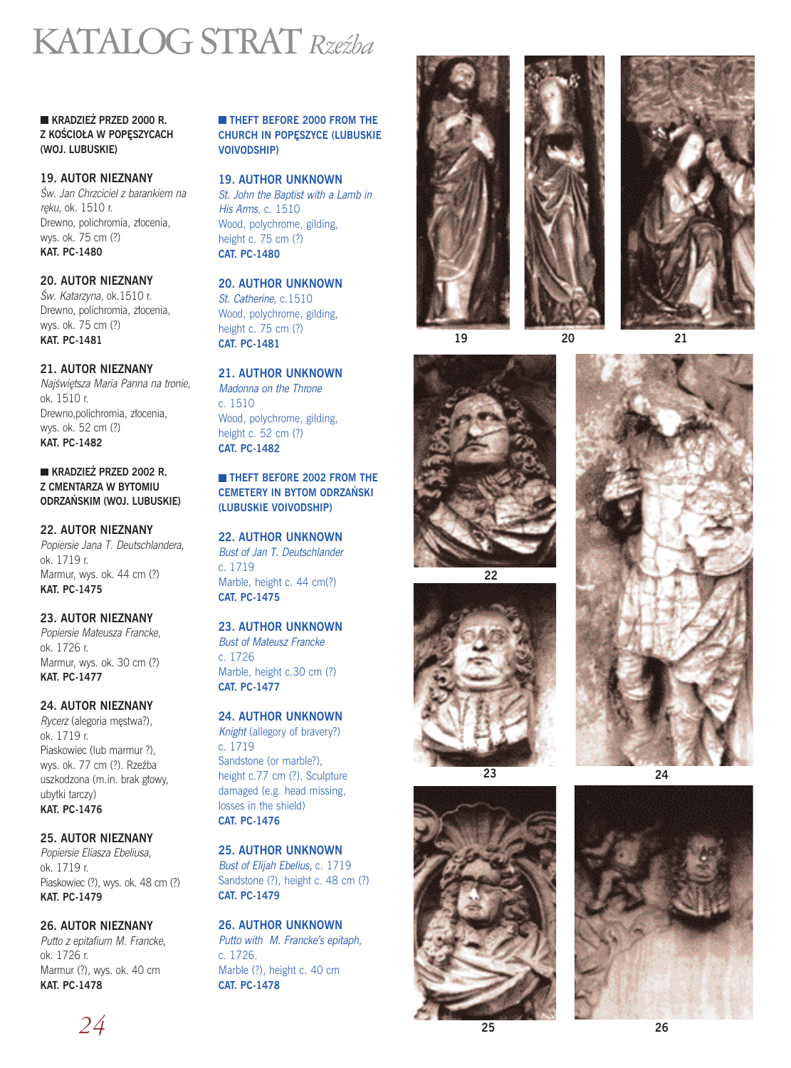# KATALOG STRAT *Rzeźba*

**KRADZIEŻ PRZED 2000 R. Z KOŚCIOŁA W POPĘSZYCACH (WOJ. LUBUSKIE)**

**19. AUTOR NIEZNANY**
*Św. Jan Chrzciciel z barankiem na ręku*, ok. 1510 r.
Drewno, polichromia, złocenia,
wys. ok. 75 cm (?)
**KAT. PC-1480**

**20. AUTOR NIEZNANY**
*Św. Katarzyna*, ok.1510 r.
Drewno, polichromia, złocenia,
wys. ok. 75 cm (?)
**KAT. PC-1481**

**21. AUTOR NIEZNANY**
*Najświętsza Maria Panna na tronie*, ok. 1510 r.
Drewno,polichromia, złocenia,
wys. ok. 52 cm (?)
**KAT. PC-1482**

**KRADZIEŻ PRZED 2002 R. Z CMENTARZA W BYTOMIU ODRZAŃSKIM (WOJ. LUBUSKIE)**

**22. AUTOR NIEZNANY**
*Popiersie Jana T. Deutschlandera*, ok. 1719 r.
Marmur, wys. ok. 44 cm (?)
**KAT. PC-1475**

**23. AUTOR NIEZNANY**
*Popiersie Mateusza Francke*, ok. 1726 r.
Marmur, wys. ok. 30 cm (?)
**KAT. PC-1477**

**24. AUTOR NIEZNANY**
*Rycerz* (alegoria męstwa?), ok. 1719 r.
Piaskowiec (lub marmur ?), wys. ok. 77 cm (?). Rzeźba uszkodzona (m.in. brak głowy, ubytki tarczy)
**KAT. PC-1476**

**25. AUTOR NIEZNANY**
*Popiersie Eliasza Ebeliusa*, ok. 1719 r.
Piaskowiec (?), wys. ok. 48 cm (?)
**KAT. PC-1479**

**26. AUTOR NIEZNANY**
*Putto z epitafium M. Francke*, ok. 1726 r.
Marmur (?), wys. ok. 40 cm
**KAT. PC-1478**

**THEFT BEFORE 2000 FROM THE CHURCH IN POPĘSZYCE (LUBUSKIE VOIVODSHIP)**

**19. AUTHOR UNKNOWN**
*St. John the Baptist with a Lamb in His Arms*, c. 1510
Wood, polychrome, gilding,
height c. 75 cm (?)
**CAT. PC-1480**

**20. AUTHOR UNKNOWN**
*St. Catherine*, c.1510
Wood, polychrome, gilding,
height c. 75 cm (?)
**CAT. PC-1481**

**21. AUTHOR UNKNOWN**
*Madonna on the Throne*
c. 1510
Wood, polychrome, gilding,
height c. 52 cm (?)
**CAT. PC-1482**

**THEFT BEFORE 2002 FROM THE CEMETERY IN BYTOM ODRZAŃSKI (LUBUSKIE VOIVODSHIP)**

**22. AUTHOR UNKNOWN**
*Bust of Jan T. Deutschlander*
c. 1719
Marble, height c. 44 cm(?)
**CAT. PC-1475**

**23. AUTHOR UNKNOWN**
*Bust of Mateusz Francke*
c. 1726
Marble, height c.30 cm (?)
**CAT. PC-1477**

**24. AUTHOR UNKNOWN**
*Knight* (allegory of bravery?)
c. 1719
Sandstone (or marble?),
height c.77 cm (?). Sculpture damaged (e.g. head missing, losses in the shield)
**CAT. PC-1476**

**25. AUTHOR UNKNOWN**
*Bust of Elijah Ebelius*, c. 1719
Sandstone (?), height c. 48 cm (?)
**CAT. PC-1479**

**26. AUTHOR UNKNOWN**
*Putto with M. Francke's epitaph*,
c. 1726.
Marble (?), height c. 40 cm
**CAT. PC-1478**

19

20

21

22

23

24

25

26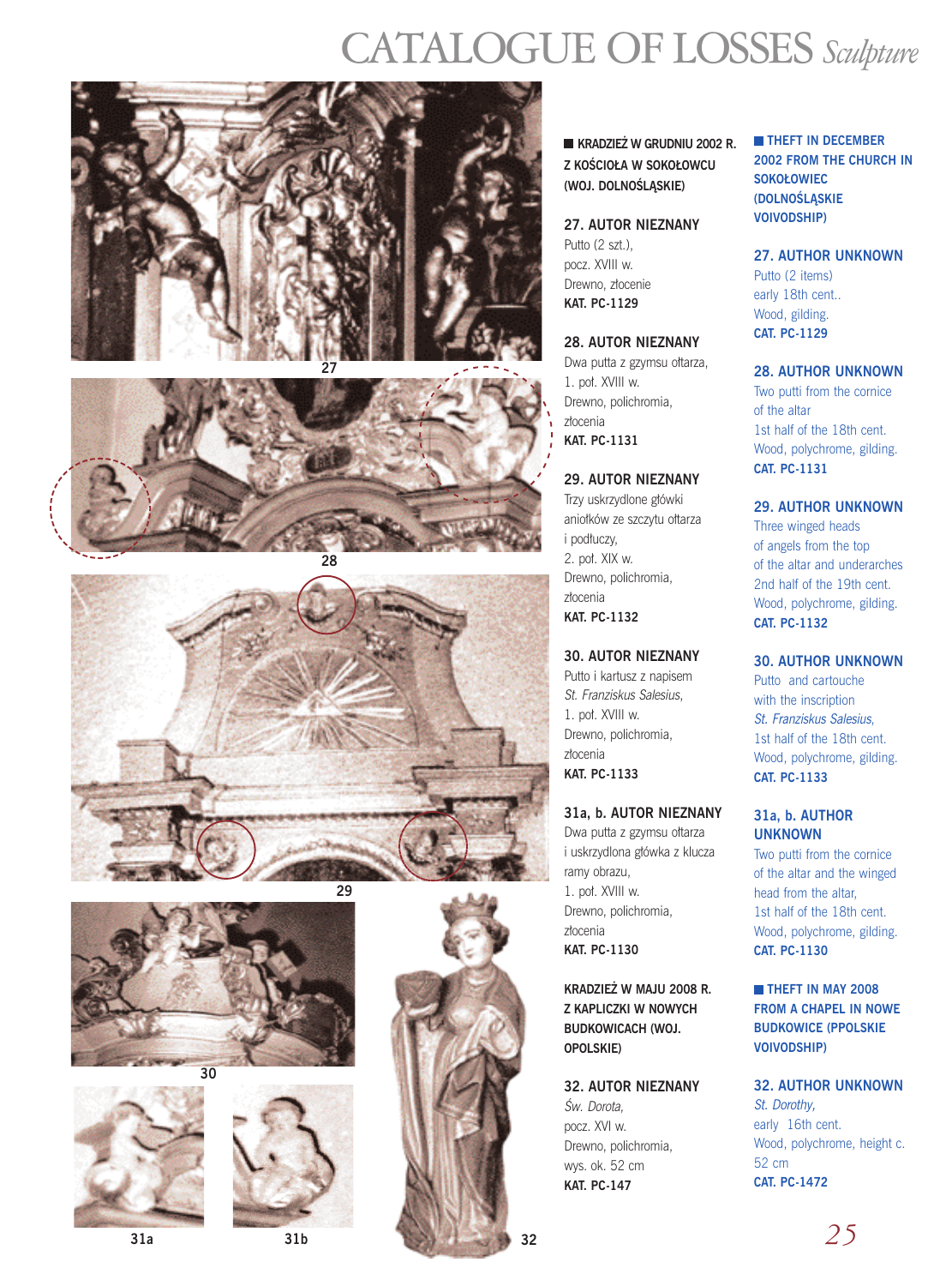# CATALOGUE OF LOSSES *Sculpture*

27

28

29

30

31a

31b

32

**KRADZIEŻ W GRUDNIU 2002 R. Z KOŚCIOŁA W SOKOŁOWCU (WOJ. DOLNOŚLĄSKIE)**

**27. AUTOR NIEZNANY**
Putto (2 szt.),
pocz. XVIII w.
Drewno, złocenie
**KAT. PC-1129**

**28. AUTOR NIEZNANY**
Dwa putta z gzymsu ołtarza,
1. poł. XVIII w.
Drewno, polichromia,
złocenia
**KAT. PC-1131**

**29. AUTOR NIEZNANY**
Trzy uskrzydlone główki
aniołków ze szczytu ołtarza
i podłuczy,
2. poł. XIX w.
Drewno, polichromia,
złocenia
**KAT. PC-1132**

**30. AUTOR NIEZNANY**
Putto i kartusz z napisem
*St. Franziskus Salesius*,
1. poł. XVIII w.
Drewno, polichromia,
złocenia
**KAT. PC-1133**

**31a, b. AUTOR NIEZNANY**
Dwa putta z gzymsu ołtarza
i uskrzydlona główka z klucza
ramy obrazu,
1. poł. XVIII w.
Drewno, polichromia,
złocenia
**KAT. PC-1130**

**KRADZIEŻ W MAJU 2008 R. Z KAPLICZKI W NOWYCH BUDKOWICACH (WOJ. OPOLSKIE)**

**32. AUTOR NIEZNANY**
*Św. Dorota*,
pocz. XVI w.
Drewno, polichromia,
wys. ok. 52 cm
**KAT. PC-147**

**THEFT IN DECEMBER 2002 FROM THE CHURCH IN SOKOŁOWIEC (DOLNOŚLĄSKIE VOIVODSHIP)**

**27. AUTHOR UNKNOWN**
Putto (2 items)
early 18th cent..
Wood, gilding.
**CAT. PC-1129**

**28. AUTHOR UNKNOWN**
Two putti from the cornice
of the altar
1st half of the 18th cent.
Wood, polychrome, gilding.
**CAT. PC-1131**

**29. AUTHOR UNKNOWN**
Three winged heads
of angels from the top
of the altar and underarches
2nd half of the 19th cent.
Wood, polychrome, gilding.
**CAT. PC-1132**

**30. AUTHOR UNKNOWN**
Putto and cartouche
with the inscription
*St. Franziskus Salesius*,
1st half of the 18th cent.
Wood, polychrome, gilding.
**CAT. PC-1133**

**31a, b. AUTHOR UNKNOWN**
Two putti from the cornice
of the altar and the winged
head from the altar,
1st half of the 18th cent.
Wood, polychrome, gilding.
**CAT. PC-1130**

**THEFT IN MAY 2008 FROM A CHAPEL IN NOWE BUDKOWICE (PPOLSKIE VOIVODSHIP)**

**32. AUTHOR UNKNOWN**
*St. Dorothy*,
early 16th cent.
Wood, polychrome, height c.
52 cm
**CAT. PC-1472**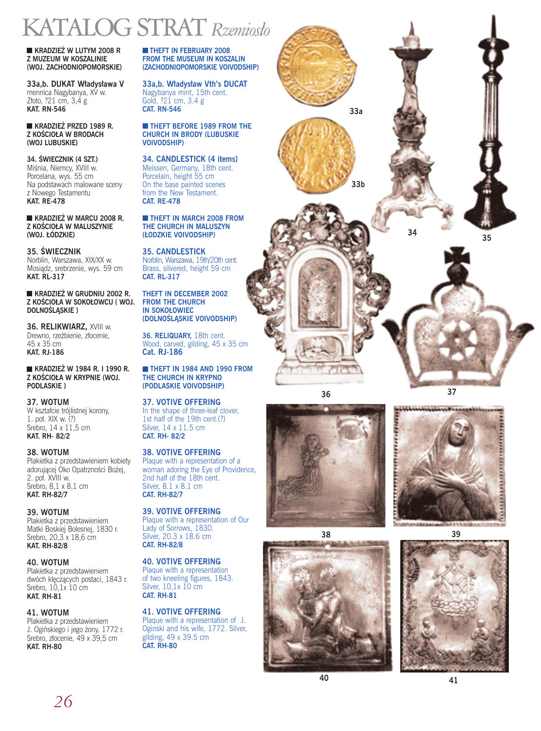# KATALOG STRAT *Rzemiosło*

**KRADZIEŻ W LUTYM 2008 R Z MUZEUM W KOSZALINIE (WOJ. ZACHODNIOPOMORSKIE)**

**THEFT IN FEBRUARY 2008 FROM THE MUSEUM IN KOSZALIN (ZACHODNIOPOMORSKIE VOIVODSHIP)**

**33a,b. DUKAT Władysława V**
mennica Nagybanya, XV w.
Złoto, ?21 cm, 3,4 g
**KAT. RN-546**

**33a,b. Władysław Vth's DUCAT**
Nagybanya mint, 15th cent.
Gold, ?21 cm, 3.4 g
**CAT. RN-546**

**KRADZIEŻ PRZED 1989 R. Z KOŚCIOŁA W BRODACH (WOJ LUBUSKIE)**

**THEFT BEFORE 1989 FROM THE CHURCH IN BRODY (LUBUSKIE VOIVODSHIP)**

**34. ŚWIECZNIK (4 SZT.)**
Miśnia, Niemcy, XVIII w.
Porcelana, wys. 55 cm
Na podstawach malowane sceny z Nowego Testamentu
**KAT. RE-478**

**34. CANDLESTICK (4 items)**
Meissen, Germany, 18th cent.
Porcelain, height 55 cm
On the base painted scenes from the New Testament.
**CAT. RE-478**

**KRADZIEŻ W MARCU 2008 R. Z KOŚCIOŁA W MALUSZYNIE (WOJ. ŁÓDZKIE)**

**THEFT IN MARCH 2008 FROM THE CHURCH IN MALUSZYN (ŁODZKIE VOIVODSHIP)**

**35. ŚWIECZNIK**
Norblin, Warszawa, XIX/XX w.
Mosiądz, srebrzenie, wys. 59 cm
**KAT. RL-317**

**35. CANDLESTICK**
Norblin, Warszawa, 19th/20th cent.
Brass, silvered, height 59 cm
**CAT. RL-317**

**KRADZIEŻ W GRUDNIU 2002 R. Z KOŚCIOŁA W SOKOŁOWCU ( WOJ. DOLNOŚLĄSKIE )**

**THEFT IN DECEMBER 2002 FROM THE CHURCH IN SOKOŁOWIEC (DOLNOŚLĄSKIE VOIVODSHIP)**

**36. RELIKWIARZ,** XVIII w.
Drewno, rzeźbienie, złocenie, 45 x 35 cm
**KAT. RJ-186**

**36. RELIQUARY,** 18th cent.
Wood, carved, gilding, 45 x 35 cm
**Cat. RJ-186**

**KRADZIEŻ W 1984 R. I 1990 R. Z KOŚCIOŁA W KRYPNIE (WOJ. PODLASKIE )**

**THEFT IN 1984 AND 1990 FROM THE CHURCH IN KRYPNO (PODLASKIE VOIVODSHIP)**

**37. WOTUM**
W kształcie trójlistnej korony, 1. poł. XIX w. (?)
Srebro, 14 x 11,5 cm
**KAT. RH- 82/2**

**37. VOTIVE OFFERING**
In the shape of three-leaf clover, 1st half of the 19th cent.(?)
Silver, 14 x 11.5 cm
**CAT. RH- 82/2**

**38. WOTUM**
Plakietka z przedstawieniem kobiety adorującej Oko Opatrzności Bożej, 2. poł. XVIII w.
Srebro, 8,1 x 8,1 cm
**KAT. RH-82/7**

**38. VOTIVE OFFERING**
Plaque with a representation of a woman adoring the Eye of Providence, 2nd half of the 18th cent.
Silver, 8.1 x 8.1 cm
**CAT. RH-82/7**

**39. WOTUM**
Plakietka z przedstawieniem Matki Boskiej Bolesnej, 1830 r.
Srebro, 20,3 x 18,6 cm
**KAT. RH-82/8**

**39. VOTIVE OFFERING**
Plaque with a representation of Our Lady of Sorrows, 1830.
Silver, 20.3 x 18.6 cm
**CAT. RH-82/8**

**40. WOTUM**
Plakietka z przedstawieniem dwóch klęczących postaci, 1843 r.
Srebro, 10,1x 10 cm
**KAT. RH-81**

**40. VOTIVE OFFERING**
Plaque with a representation of two kneeling figures, 1843.
Silver, 10,1x 10 cm
**CAT. RH-81**

**41. WOTUM**
Plakietka z przedstawieniem J. Ogińskiego i jego żony, 1772 r.
Srebro, złocenie, 49 x 39,5 cm
**KAT. RH-80**

**41. VOTIVE OFFERING**
Plaque with a representation of J. Oginski and his wife, 1772. Silver, gilding, 49 x 39.5 cm
**CAT. RH-80**

33a

33b

34

35

36

37

38

39

40

41